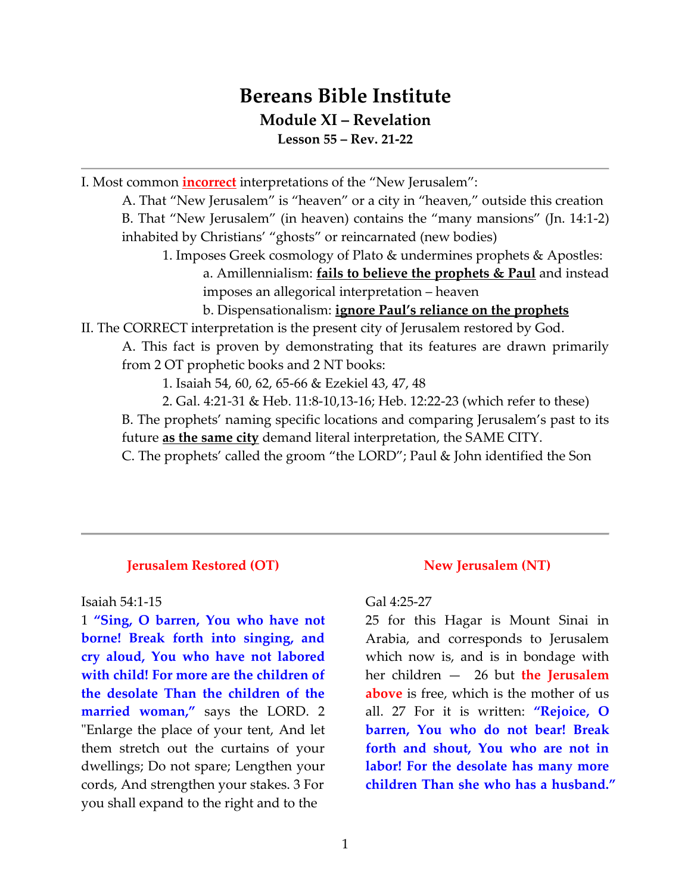# Bereans Bible Institute

## Module XI – Revelation

### Lesson 55 – Rev. 21-22

---

I. Most common **incorrect** interpretations of the "New Jerusalem":

- A. That "New Jerusalem" is "heaven" or a city in "heaven," outside this creation
- B. That "New Jerusalem" (in heaven) contains the "many mansions" (Jn. 14:1-2) inhabited by Christians' "ghosts" or reincarnated (new bodies)
  - 1. Imposes Greek cosmology of Plato & undermines prophets & Apostles:
    - a. Amillennialism: **fails to believe the prophets & Paul** and instead imposes an allegorical interpretation – heaven
    - b. Dispensationalism: **ignore Paul's reliance on the prophets**

II. The CORRECT interpretation is the present city of Jerusalem restored by God.

- A. This fact is proven by demonstrating that its features are drawn primarily from 2 OT prophetic books and 2 NT books:
  - 1. Isaiah 54, 60, 62, 65-66 & Ezekiel 43, 47, 48
  - 2. Gal. 4:21-31 & Heb. 11:8-10,13-16; Heb. 12:22-23 (which refer to these)
- B. The prophets' naming specific locations and comparing Jerusalem's past to its future **as the same city** demand literal interpretation, the SAME CITY.
- C. The prophets' called the groom "the LORD"; Paul & John identified the Son

---

**Jerusalem Restored (OT)**

Isaiah 54:1-15

1 **"Sing, O barren, You who have not borne! Break forth into singing, and cry aloud, You who have not labored with child! For more are the children of the desolate Than the children of the married woman,"** says the LORD. 2 "Enlarge the place of your tent, And let them stretch out the curtains of your dwellings; Do not spare; Lengthen your cords, And strengthen your stakes. 3 For you shall expand to the right and to the

**New Jerusalem (NT)**

Gal 4:25-27

25 for this Hagar is Mount Sinai in Arabia, and corresponds to Jerusalem which now is, and is in bondage with her children — 26 but **the Jerusalem above** is free, which is the mother of us all. 27 For it is written: **"Rejoice, O barren, You who do not bear! Break forth and shout, You who are not in labor! For the desolate has many more children Than she who has a husband."**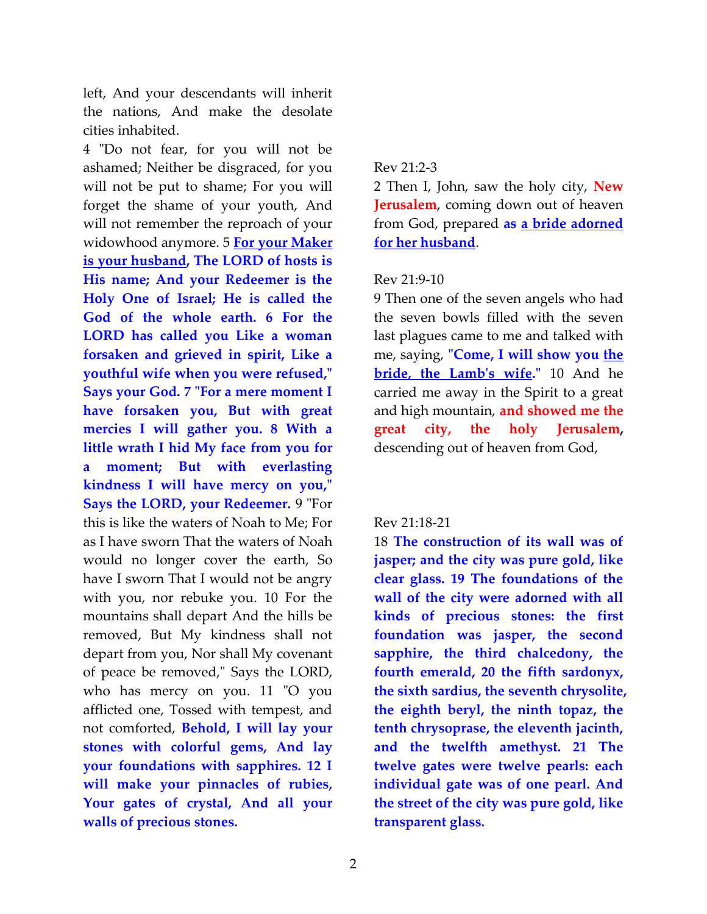left, And your descendants will inherit the nations, And make the desolate cities inhabited.

4 "Do not fear, for you will not be ashamed; Neither be disgraced, for you will not be put to shame; For you will forget the shame of your youth, And will not remember the reproach of your widowhood anymore. 5 **For your Maker is your husband, The LORD of hosts is His name; And your Redeemer is the Holy One of Israel; He is called the God of the whole earth. 6 For the LORD has called you Like a woman forsaken and grieved in spirit, Like a youthful wife when you were refused," Says your God. 7 "For a mere moment I have forsaken you, But with great mercies I will gather you. 8 With a little wrath I hid My face from you for a moment; But with everlasting kindness I will have mercy on you," Says the LORD, your Redeemer.** 9 "For this is like the waters of Noah to Me; For as I have sworn That the waters of Noah would no longer cover the earth, So have I sworn That I would not be angry with you, nor rebuke you. 10 For the mountains shall depart And the hills be removed, But My kindness shall not depart from you, Nor shall My covenant of peace be removed," Says the LORD, who has mercy on you. 11 "O you afflicted one, Tossed with tempest, and not comforted, **Behold, I will lay your stones with colorful gems, And lay your foundations with sapphires. 12 I will make your pinnacles of rubies, Your gates of crystal, And all your walls of precious stones.**

Rev 21:2-3

2 Then I, John, saw the holy city, **New Jerusalem**, coming down out of heaven from God, prepared **as a bride adorned for her husband**.

Rev 21:9-10

9 Then one of the seven angels who had the seven bowls filled with the seven last plagues came to me and talked with me, saying, **"Come, I will show you the bride, the Lamb's wife."** 10 And he carried me away in the Spirit to a great and high mountain, **and showed me the great city, the holy Jerusalem,** descending out of heaven from God,

Rev 21:18-21

18 **The construction of its wall was of jasper; and the city was pure gold, like clear glass. 19 The foundations of the wall of the city were adorned with all kinds of precious stones: the first foundation was jasper, the second sapphire, the third chalcedony, the fourth emerald, 20 the fifth sardonyx, the sixth sardius, the seventh chrysolite, the eighth beryl, the ninth topaz, the tenth chrysoprase, the eleventh jacinth, and the twelfth amethyst. 21 The twelve gates were twelve pearls: each individual gate was of one pearl. And the street of the city was pure gold, like transparent glass.**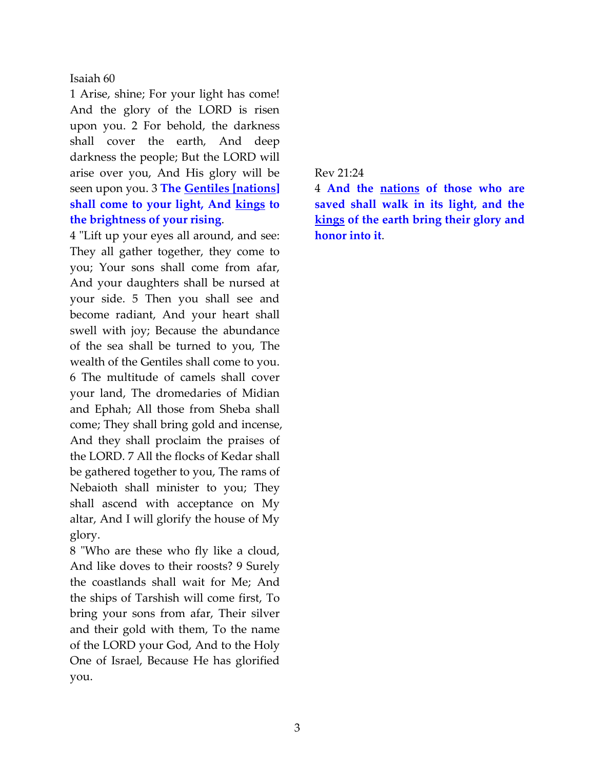Isaiah 60

1 Arise, shine; For your light has come! And the glory of the LORD is risen upon you. 2 For behold, the darkness shall cover the earth, And deep darkness the people; But the LORD will arise over you, And His glory will be seen upon you. 3 **The <u>Gentiles [nations]</u> shall come to your light, And <u>kings</u> to the brightness of your rising**.

4 "Lift up your eyes all around, and see: They all gather together, they come to you; Your sons shall come from afar, And your daughters shall be nursed at your side. 5 Then you shall see and become radiant, And your heart shall swell with joy; Because the abundance of the sea shall be turned to you, The wealth of the Gentiles shall come to you. 6 The multitude of camels shall cover your land, The dromedaries of Midian and Ephah; All those from Sheba shall come; They shall bring gold and incense, And they shall proclaim the praises of the LORD. 7 All the flocks of Kedar shall be gathered together to you, The rams of Nebaioth shall minister to you; They shall ascend with acceptance on My altar, And I will glorify the house of My glory.

8 "Who are these who fly like a cloud, And like doves to their roosts? 9 Surely the coastlands shall wait for Me; And the ships of Tarshish will come first, To bring your sons from afar, Their silver and their gold with them, To the name of the LORD your God, And to the Holy One of Israel, Because He has glorified you.

Rev 21:24

4 **And the <u>nations</u> of those who are saved shall walk in its light, and the <u>kings</u> of the earth bring their glory and honor into it**.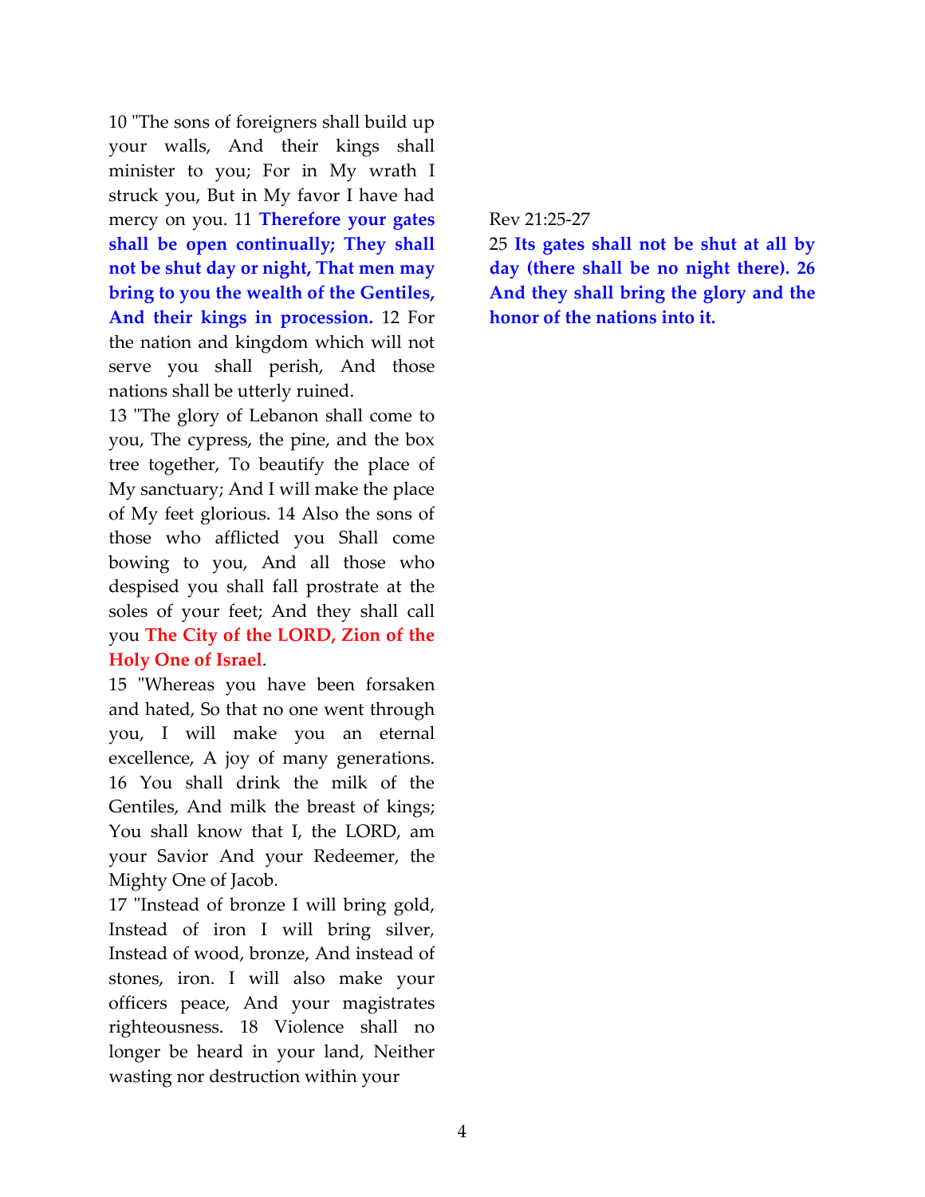10 "The sons of foreigners shall build up your walls, And their kings shall minister to you; For in My wrath I struck you, But in My favor I have had mercy on you. 11 **Therefore your gates shall be open continually; They shall not be shut day or night, That men may bring to you the wealth of the Gentiles, And their kings in procession.** 12 For the nation and kingdom which will not serve you shall perish, And those nations shall be utterly ruined.

13 "The glory of Lebanon shall come to you, The cypress, the pine, and the box tree together, To beautify the place of My sanctuary; And I will make the place of My feet glorious. 14 Also the sons of those who afflicted you Shall come bowing to you, And all those who despised you shall fall prostrate at the soles of your feet; And they shall call you **The City of the LORD, Zion of the Holy One of Israel**.

15 "Whereas you have been forsaken and hated, So that no one went through you, I will make you an eternal excellence, A joy of many generations. 16 You shall drink the milk of the Gentiles, And milk the breast of kings; You shall know that I, the LORD, am your Savior And your Redeemer, the Mighty One of Jacob.

17 "Instead of bronze I will bring gold, Instead of iron I will bring silver, Instead of wood, bronze, And instead of stones, iron. I will also make your officers peace, And your magistrates righteousness. 18 Violence shall no longer be heard in your land, Neither wasting nor destruction within your

Rev 21:25-27

25 **Its gates shall not be shut at all by day (there shall be no night there). 26 And they shall bring the glory and the honor of the nations into it.**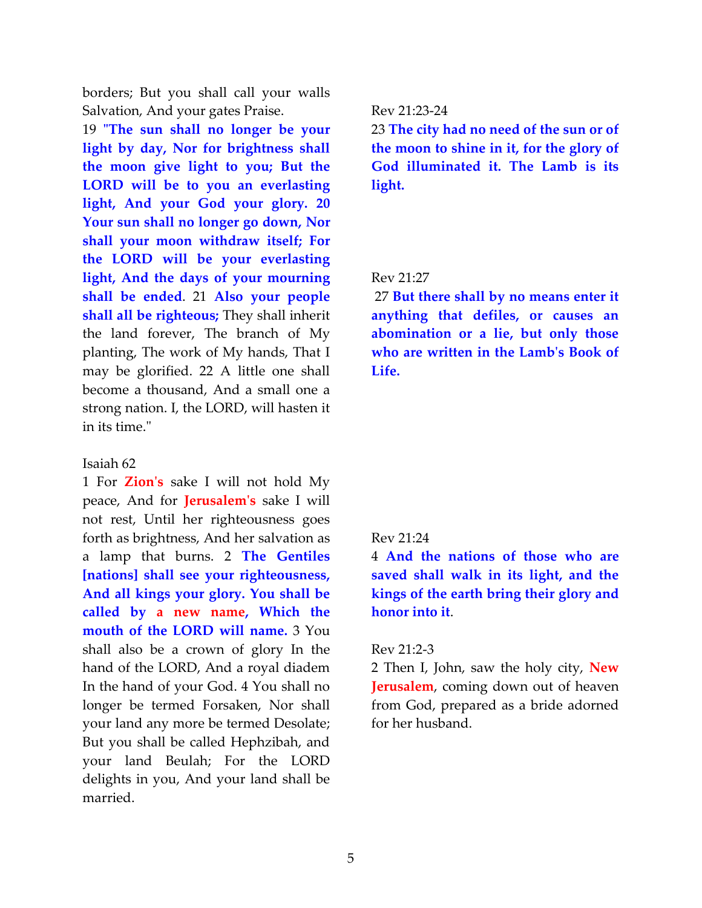borders; But you shall call your walls Salvation, And your gates Praise.
19 **"The sun shall no longer be your light by day, Nor for brightness shall the moon give light to you; But the LORD will be to you an everlasting light, And your God your glory. 20 Your sun shall no longer go down, Nor shall your moon withdraw itself; For the LORD will be your everlasting light, And the days of your mourning shall be ended**. 21 **Also your people shall all be righteous;** They shall inherit the land forever, The branch of My planting, The work of My hands, That I may be glorified. 22 A little one shall become a thousand, And a small one a strong nation. I, the LORD, will hasten it in its time."

Isaiah 62
1 For **Zion's** sake I will not hold My peace, And for **Jerusalem's** sake I will not rest, Until her righteousness goes forth as brightness, And her salvation as a lamp that burns. 2 **The Gentiles [nations] shall see your righteousness, And all kings your glory. You shall be called by a new name, Which the mouth of the LORD will name.** 3 You shall also be a crown of glory In the hand of the LORD, And a royal diadem In the hand of your God. 4 You shall no longer be termed Forsaken, Nor shall your land any more be termed Desolate; But you shall be called Hephzibah, and your land Beulah; For the LORD delights in you, And your land shall be married.

Rev 21:23-24
23 **The city had no need of the sun or of the moon to shine in it, for the glory of God illuminated it. The Lamb is its light.**

Rev 21:27
27 **But there shall by no means enter it anything that defiles, or causes an abomination or a lie, but only those who are written in the Lamb's Book of Life.**

Rev 21:24
4 **And the nations of those who are saved shall walk in its light, and the kings of the earth bring their glory and honor into it**.

Rev 21:2-3
2 Then I, John, saw the holy city, **New Jerusalem**, coming down out of heaven from God, prepared as a bride adorned for her husband.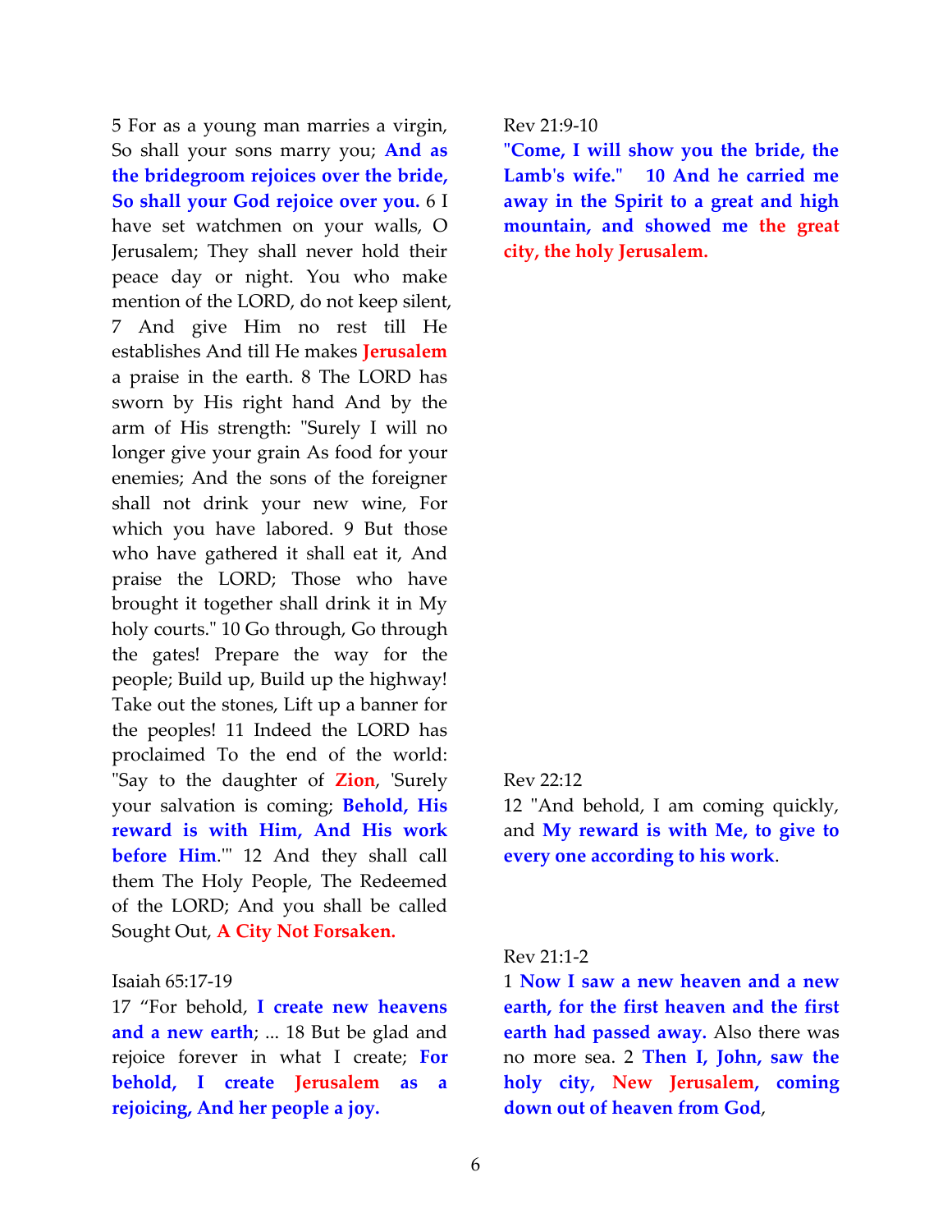5 For as a young man marries a virgin, So shall your sons marry you; **And as the bridegroom rejoices over the bride, So shall your God rejoice over you.** 6 I have set watchmen on your walls, O Jerusalem; They shall never hold their peace day or night. You who make mention of the LORD, do not keep silent, 7 And give Him no rest till He establishes And till He makes **Jerusalem** a praise in the earth. 8 The LORD has sworn by His right hand And by the arm of His strength: "Surely I will no longer give your grain As food for your enemies; And the sons of the foreigner shall not drink your new wine, For which you have labored. 9 But those who have gathered it shall eat it, And praise the LORD; Those who have brought it together shall drink it in My holy courts." 10 Go through, Go through the gates! Prepare the way for the people; Build up, Build up the highway! Take out the stones, Lift up a banner for the peoples! 11 Indeed the LORD has proclaimed To the end of the world: "Say to the daughter of **Zion**, 'Surely your salvation is coming; **Behold, His reward is with Him, And His work before Him**.'" 12 And they shall call them The Holy People, The Redeemed of the LORD; And you shall be called Sought Out, **A City Not Forsaken.**

Isaiah 65:17-19

17 "For behold, **I create new heavens and a new earth**; ... 18 But be glad and rejoice forever in what I create; **For behold, I create Jerusalem as a rejoicing, And her people a joy.**

Rev 21:9-10

**"Come, I will show you the bride, the Lamb's wife." 10 And he carried me away in the Spirit to a great and high mountain, and showed me the great city, the holy Jerusalem.**

Rev 22:12

12 "And behold, I am coming quickly, and **My reward is with Me, to give to every one according to his work**.

Rev 21:1-2

1 **Now I saw a new heaven and a new earth, for the first heaven and the first earth had passed away.** Also there was no more sea. 2 **Then I, John, saw the holy city, New Jerusalem, coming down out of heaven from God**,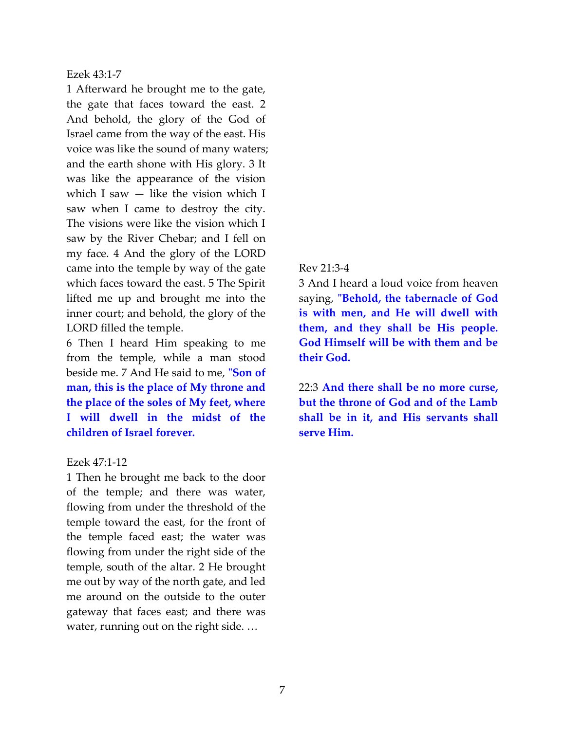Ezek 43:1-7

1 Afterward he brought me to the gate, the gate that faces toward the east. 2 And behold, the glory of the God of Israel came from the way of the east. His voice was like the sound of many waters; and the earth shone with His glory. 3 It was like the appearance of the vision which I saw — like the vision which I saw when I came to destroy the city. The visions were like the vision which I saw by the River Chebar; and I fell on my face. 4 And the glory of the LORD came into the temple by way of the gate which faces toward the east. 5 The Spirit lifted me up and brought me into the inner court; and behold, the glory of the LORD filled the temple.

6 Then I heard Him speaking to me from the temple, while a man stood beside me. 7 And He said to me, **"Son of man, this is the place of My throne and the place of the soles of My feet, where I will dwell in the midst of the children of Israel forever.**

Ezek 47:1-12

1 Then he brought me back to the door of the temple; and there was water, flowing from under the threshold of the temple toward the east, for the front of the temple faced east; the water was flowing from under the right side of the temple, south of the altar. 2 He brought me out by way of the north gate, and led me around on the outside to the outer gateway that faces east; and there was water, running out on the right side. …

Rev 21:3-4

3 And I heard a loud voice from heaven saying, **"Behold, the tabernacle of God is with men, and He will dwell with them, and they shall be His people. God Himself will be with them and be their God.**

22:3 **And there shall be no more curse, but the throne of God and of the Lamb shall be in it, and His servants shall serve Him.**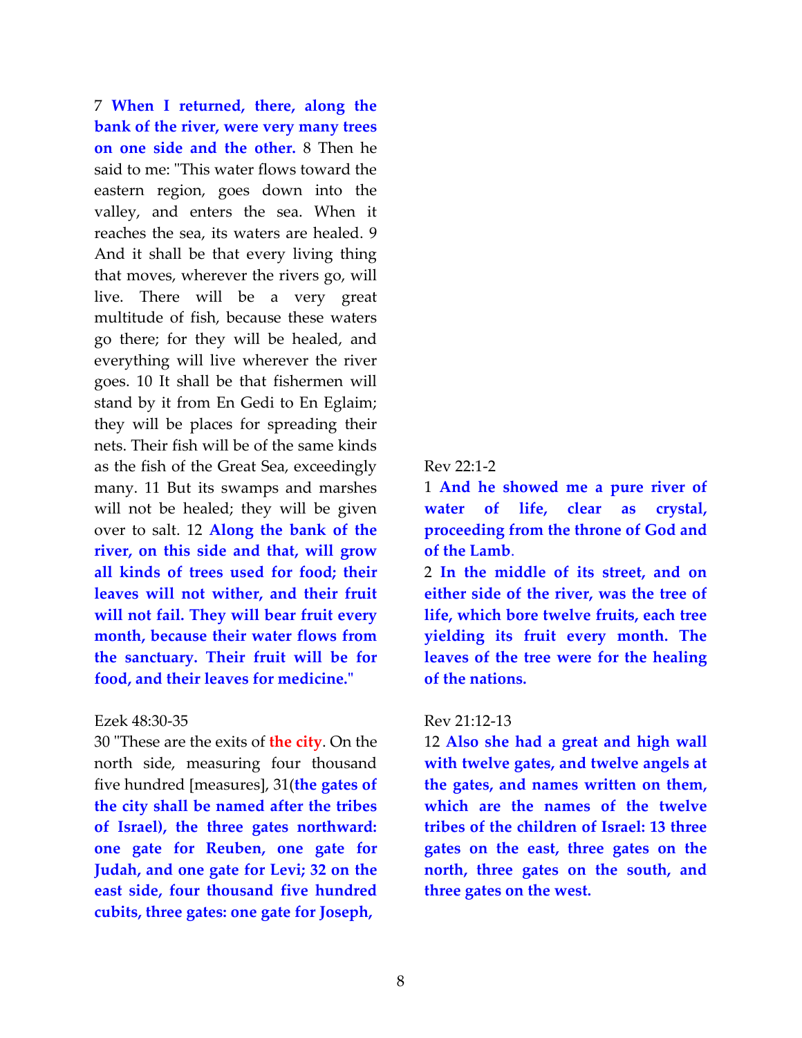7 **When I returned, there, along the bank of the river, were very many trees on one side and the other.** 8 Then he said to me: "This water flows toward the eastern region, goes down into the valley, and enters the sea. When it reaches the sea, its waters are healed. 9 And it shall be that every living thing that moves, wherever the rivers go, will live. There will be a very great multitude of fish, because these waters go there; for they will be healed, and everything will live wherever the river goes. 10 It shall be that fishermen will stand by it from En Gedi to En Eglaim; they will be places for spreading their nets. Their fish will be of the same kinds as the fish of the Great Sea, exceedingly many. 11 But its swamps and marshes will not be healed; they will be given over to salt. 12 **Along the bank of the river, on this side and that, will grow all kinds of trees used for food; their leaves will not wither, and their fruit will not fail. They will bear fruit every month, because their water flows from the sanctuary. Their fruit will be for food, and their leaves for medicine."**

Ezek 48:30-35

30 "These are the exits of **the city**. On the north side, measuring four thousand five hundred [measures], 31(**the gates of the city shall be named after the tribes of Israel), the three gates northward: one gate for Reuben, one gate for Judah, and one gate for Levi; 32 on the east side, four thousand five hundred cubits, three gates: one gate for Joseph,**

Rev 22:1-2

1 **And he showed me a pure river of water of life, clear as crystal, proceeding from the throne of God and of the Lamb**.

2 **In the middle of its street, and on either side of the river, was the tree of life, which bore twelve fruits, each tree yielding its fruit every month. The leaves of the tree were for the healing of the nations.**

Rev 21:12-13

12 **Also she had a great and high wall with twelve gates, and twelve angels at the gates, and names written on them, which are the names of the twelve tribes of the children of Israel: 13 three gates on the east, three gates on the north, three gates on the south, and three gates on the west.**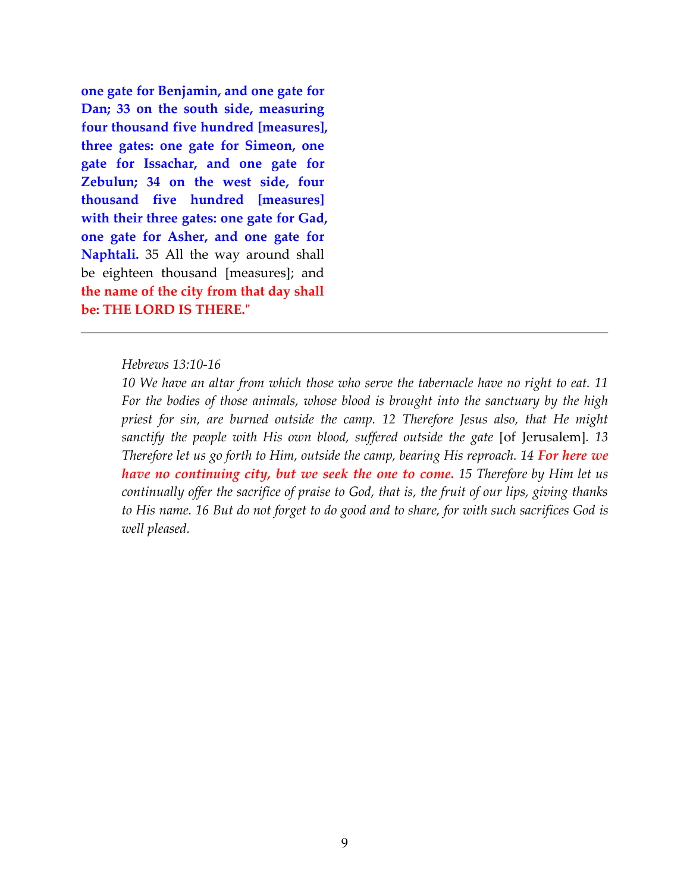**one gate for Benjamin, and one gate for Dan; 33 on the south side, measuring four thousand five hundred [measures], three gates: one gate for Simeon, one gate for Issachar, and one gate for Zebulun; 34 on the west side, four thousand five hundred [measures] with their three gates: one gate for Gad, one gate for Asher, and one gate for Naphtali.** 35 All the way around shall be eighteen thousand [measures]; and **the name of the city from that day shall be: THE LORD IS THERE."**

---

*Hebrews 13:10-16*

*10 We have an altar from which those who serve the tabernacle have no right to eat. 11 For the bodies of those animals, whose blood is brought into the sanctuary by the high priest for sin, are burned outside the camp. 12 Therefore Jesus also, that He might sanctify the people with His own blood, suffered outside the gate* [of Jerusalem]*. 13 Therefore let us go forth to Him, outside the camp, bearing His reproach. 14* ***For here we have no continuing city, but we seek the one to come.*** *15 Therefore by Him let us continually offer the sacrifice of praise to God, that is, the fruit of our lips, giving thanks to His name. 16 But do not forget to do good and to share, for with such sacrifices God is well pleased.*